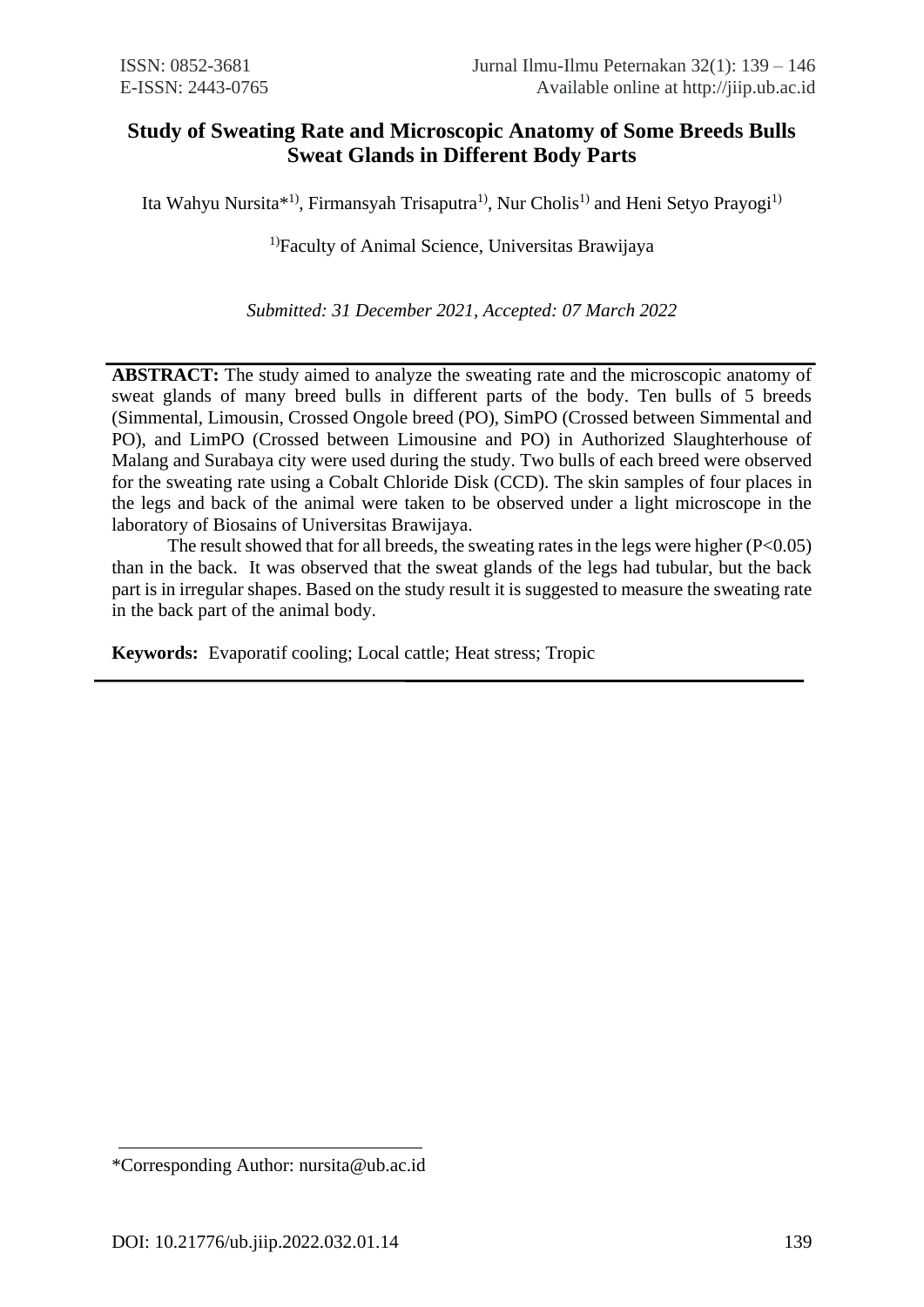# Study of Sweating Rate and Microscopic Anatomy of Some Breeds Bulls Sweat Glands in Different Body Parts

Ita Wahyu Nursita*[1)], Firmansyah Trisaputra[1)], Nur Cholis[1)] and Heni Setyo Prayogi[1)]

[1)]Faculty of Animal Science, Universitas Brawijaya

*Submitted: 31 December 2021, Accepted: 07 March 2022*

---

**ABSTRACT:** The study aimed to analyze the sweating rate and the microscopic anatomy of sweat glands of many breed bulls in different parts of the body. Ten bulls of 5 breeds (Simmental, Limousin, Crossed Ongole breed (PO), SimPO (Crossed between Simmental and PO), and LimPO (Crossed between Limousine and PO) in Authorized Slaughterhouse of Malang and Surabaya city were used during the study. Two bulls of each breed were observed for the sweating rate using a Cobalt Chloride Disk (CCD). The skin samples of four places in the legs and back of the animal were taken to be observed under a light microscope in the laboratory of Biosains of Universitas Brawijaya.

The result showed that for all breeds, the sweating rates in the legs were higher ($P<0.05$) than in the back. It was observed that the sweat glands of the legs had tubular, but the back part is in irregular shapes. Based on the study result it is suggested to measure the sweating rate in the back part of the animal body.

**Keywords:** Evaporatif cooling; Local cattle; Heat stress; Tropic

---

*Corresponding Author: nursita@ub.ac.id

DOI: 10.21776/ub.jiip.2022.032.01.14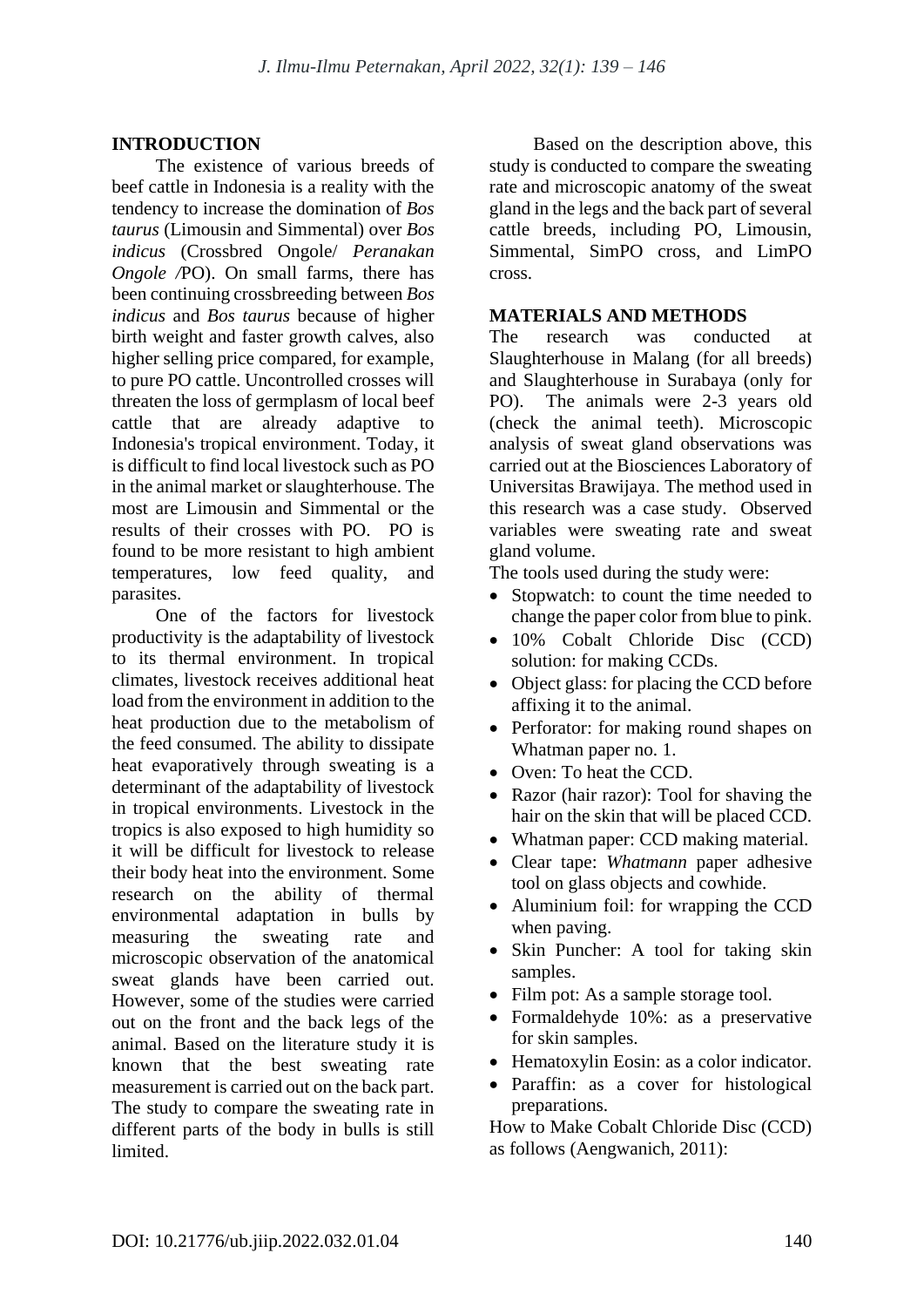## INTRODUCTION

The existence of various breeds of beef cattle in Indonesia is a reality with the tendency to increase the domination of *Bos taurus* (Limousin and Simmental) over *Bos indicus* (Crossbred Ongole/ *Peranakan Ongole /*PO). On small farms, there has been continuing crossbreeding between *Bos indicus* and *Bos taurus* because of higher birth weight and faster growth calves, also higher selling price compared, for example, to pure PO cattle. Uncontrolled crosses will threaten the loss of germplasm of local beef cattle that are already adaptive to Indonesia's tropical environment. Today, it is difficult to find local livestock such as PO in the animal market or slaughterhouse. The most are Limousin and Simmental or the results of their crosses with PO. PO is found to be more resistant to high ambient temperatures, low feed quality, and parasites.

One of the factors for livestock productivity is the adaptability of livestock to its thermal environment. In tropical climates, livestock receives additional heat load from the environment in addition to the heat production due to the metabolism of the feed consumed. The ability to dissipate heat evaporatively through sweating is a determinant of the adaptability of livestock in tropical environments. Livestock in the tropics is also exposed to high humidity so it will be difficult for livestock to release their body heat into the environment. Some research on the ability of thermal environmental adaptation in bulls by measuring the sweating rate and microscopic observation of the anatomical sweat glands have been carried out. However, some of the studies were carried out on the front and the back legs of the animal. Based on the literature study it is known that the best sweating rate measurement is carried out on the back part. The study to compare the sweating rate in different parts of the body in bulls is still limited.

Based on the description above, this study is conducted to compare the sweating rate and microscopic anatomy of the sweat gland in the legs and the back part of several cattle breeds, including PO, Limousin, Simmental, SimPO cross, and LimPO cross.

## MATERIALS AND METHODS

The research was conducted at Slaughterhouse in Malang (for all breeds) and Slaughterhouse in Surabaya (only for PO). The animals were 2-3 years old (check the animal teeth). Microscopic analysis of sweat gland observations was carried out at the Biosciences Laboratory of Universitas Brawijaya. The method used in this research was a case study. Observed variables were sweating rate and sweat gland volume.

The tools used during the study were:

- Stopwatch: to count the time needed to change the paper color from blue to pink.
- 10% Cobalt Chloride Disc (CCD) solution: for making CCDs.
- Object glass: for placing the CCD before affixing it to the animal.
- Perforator: for making round shapes on Whatman paper no. 1.
- Oven: To heat the CCD.
- Razor (hair razor): Tool for shaving the hair on the skin that will be placed CCD.
- Whatman paper: CCD making material.
- Clear tape: *Whatmann* paper adhesive tool on glass objects and cowhide.
- Aluminium foil: for wrapping the CCD when paving.
- Skin Puncher: A tool for taking skin samples.
- Film pot: As a sample storage tool.
- Formaldehyde 10%: as a preservative for skin samples.
- Hematoxylin Eosin: as a color indicator.
- Paraffin: as a cover for histological preparations.

How to Make Cobalt Chloride Disc (CCD) as follows (Aengwanich, 2011):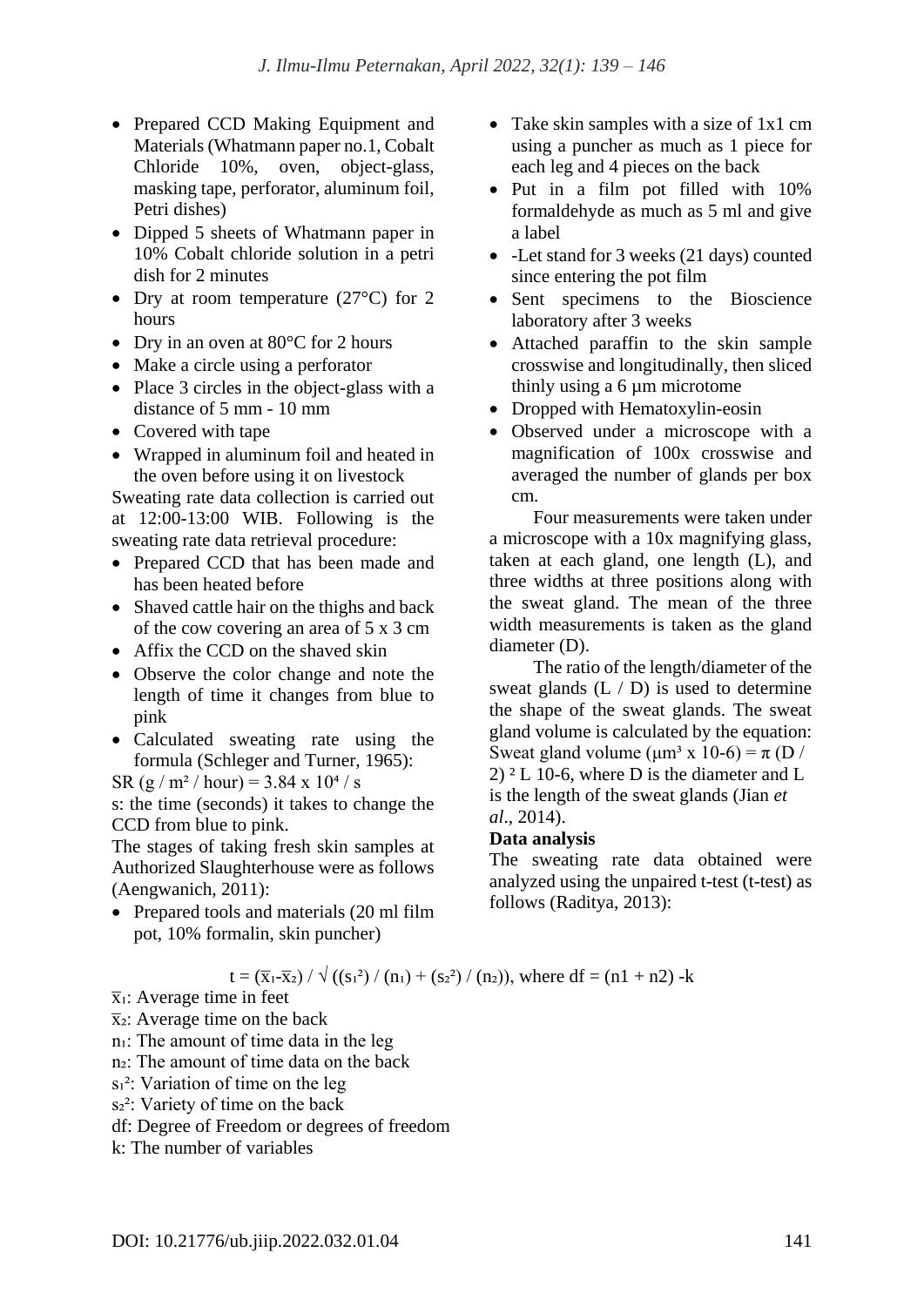- Prepared CCD Making Equipment and Materials (Whatmann paper no.1, Cobalt Chloride 10%, oven, object-glass, masking tape, perforator, aluminum foil, Petri dishes)
- Dipped 5 sheets of Whatmann paper in 10% Cobalt chloride solution in a petri dish for 2 minutes
- Dry at room temperature (27°C) for 2 hours
- Dry in an oven at 80°C for 2 hours
- Make a circle using a perforator
- Place 3 circles in the object-glass with a distance of 5 mm - 10 mm
- Covered with tape
- Wrapped in aluminum foil and heated in the oven before using it on livestock

Sweating rate data collection is carried out at 12:00-13:00 WIB. Following is the sweating rate data retrieval procedure:

- Prepared CCD that has been made and has been heated before
- Shaved cattle hair on the thighs and back of the cow covering an area of 5 x 3 cm
- Affix the CCD on the shaved skin
- Observe the color change and note the length of time it changes from blue to pink
- Calculated sweating rate using the formula (Schleger and Turner, 1965):

SR (g / m² / hour) = $3.84 \times 10^4$ / s

s: the time (seconds) it takes to change the CCD from blue to pink.

The stages of taking fresh skin samples at Authorized Slaughterhouse were as follows (Aengwanich, 2011):

- Prepared tools and materials (20 ml film pot, 10% formalin, skin puncher)
- Take skin samples with a size of 1x1 cm using a puncher as much as 1 piece for each leg and 4 pieces on the back
- Put in a film pot filled with 10% formaldehyde as much as 5 ml and give a label
- -Let stand for 3 weeks (21 days) counted since entering the pot film
- Sent specimens to the Bioscience laboratory after 3 weeks
- Attached paraffin to the skin sample crosswise and longitudinally, then sliced thinly using a 6 µm microtome
- Dropped with Hematoxylin-eosin
- Observed under a microscope with a magnification of 100x crosswise and averaged the number of glands per box cm.

Four measurements were taken under a microscope with a 10x magnifying glass, taken at each gland, one length (L), and three widths at three positions along with the sweat gland. The mean of the three width measurements is taken as the gland diameter (D).

The ratio of the length/diameter of the sweat glands (L / D) is used to determine the shape of the sweat glands. The sweat gland volume is calculated by the equation: Sweat gland volume (µm³ x 10-6) = $\pi (D / 2)^2 L$ 10-6, where D is the diameter and L is the length of the sweat glands (Jian *et al*., 2014).

**Data analysis**

The sweating rate data obtained were analyzed using the unpaired t-test (t-test) as follows (Raditya, 2013):

$$t = (\bar{x}_1 - \bar{x}_2) / \sqrt{((s_1^2) / (n_1) + (s_2^2) / (n_2))}, \text{ where } df = (n1 + n2) - k$$

$\bar{x}_1$: Average time in feet
$\bar{x}_2$: Average time on the back
$n_1$: The amount of time data in the leg
$n_2$: The amount of time data on the back
$s_1^2$: Variation of time on the leg
$s_2^2$: Variety of time on the back
df: Degree of Freedom or degrees of freedom
k: The number of variables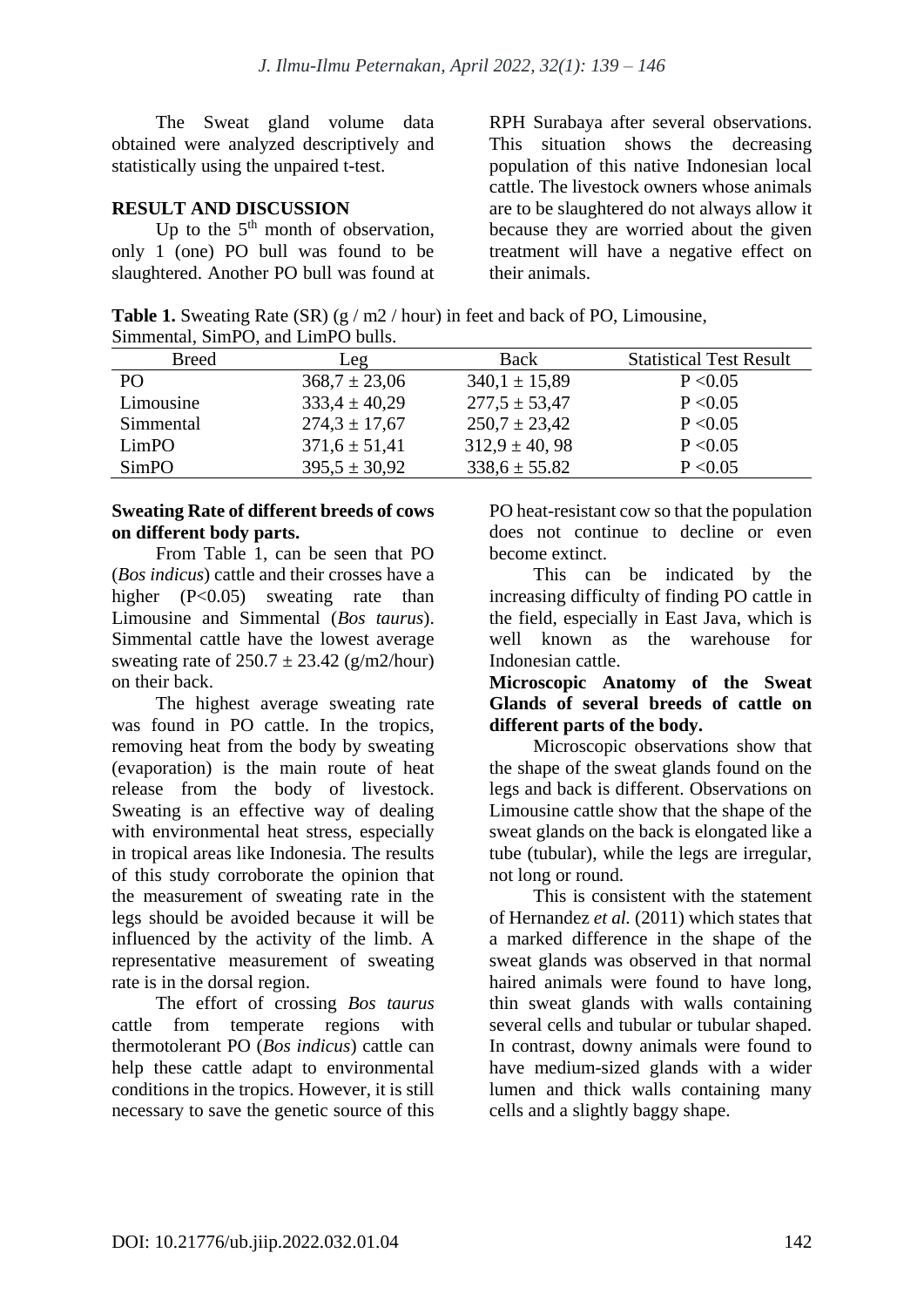The Sweat gland volume data obtained were analyzed descriptively and statistically using the unpaired t-test.

## RESULT AND DISCUSSION

Up to the 5th month of observation, only 1 (one) PO bull was found to be slaughtered. Another PO bull was found at RPH Surabaya after several observations. This situation shows the decreasing population of this native Indonesian local cattle. The livestock owners whose animals are to be slaughtered do not always allow it because they are worried about the given treatment will have a negative effect on their animals.

**Table 1.** Sweating Rate (SR) (g / m2 / hour) in feet and back of PO, Limousine, Simmental, SimPO, and LimPO bulls.

| Breed | Leg | Back | Statistical Test Result |
|---|---|---|---|
| PO | 368,7 ± 23,06 | 340,1 ± 15,89 | P <0.05 |
| Limousine | 333,4 ± 40,29 | 277,5 ± 53,47 | P <0.05 |
| Simmental | 274,3 ± 17,67 | 250,7 ± 23,42 | P <0.05 |
| LimPO | 371,6 ± 51,41 | 312,9 ± 40, 98 | P <0.05 |
| SimPO | 395,5 ± 30,92 | 338,6 ± 55.82 | P <0.05 |

**Sweating Rate of different breeds of cows on different body parts.**

From Table 1, can be seen that PO (*Bos indicus*) cattle and their crosses have a higher (P<0.05) sweating rate than Limousine and Simmental (*Bos taurus*). Simmental cattle have the lowest average sweating rate of 250.7 ± 23.42 (g/m2/hour) on their back.

The highest average sweating rate was found in PO cattle. In the tropics, removing heat from the body by sweating (evaporation) is the main route of heat release from the body of livestock. Sweating is an effective way of dealing with environmental heat stress, especially in tropical areas like Indonesia. The results of this study corroborate the opinion that the measurement of sweating rate in the legs should be avoided because it will be influenced by the activity of the limb. A representative measurement of sweating rate is in the dorsal region.

The effort of crossing *Bos taurus* cattle from temperate regions with thermotolerant PO (*Bos indicus*) cattle can help these cattle adapt to environmental conditions in the tropics. However, it is still necessary to save the genetic source of this PO heat-resistant cow so that the population does not continue to decline or even become extinct.

This can be indicated by the increasing difficulty of finding PO cattle in the field, especially in East Java, which is well known as the warehouse for Indonesian cattle.

**Microscopic Anatomy of the Sweat Glands of several breeds of cattle on different parts of the body.**

Microscopic observations show that the shape of the sweat glands found on the legs and back is different. Observations on Limousine cattle show that the shape of the sweat glands on the back is elongated like a tube (tubular), while the legs are irregular, not long or round.

This is consistent with the statement of Hernandez *et al.* (2011) which states that a marked difference in the shape of the sweat glands was observed in that normal haired animals were found to have long, thin sweat glands with walls containing several cells and tubular or tubular shaped. In contrast, downy animals were found to have medium-sized glands with a wider lumen and thick walls containing many cells and a slightly baggy shape.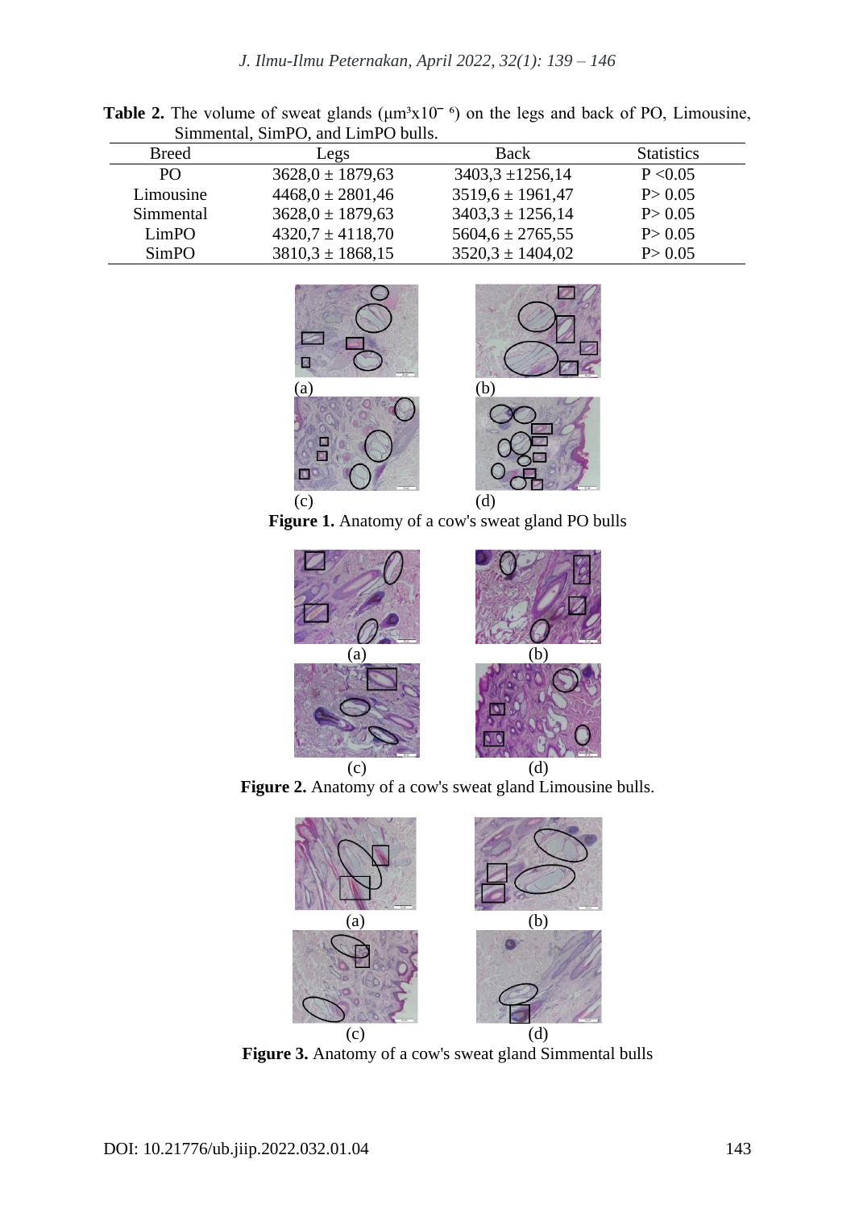**Table 2.** The volume of sweat glands ($\mu m^3 x10^{-6}$) on the legs and back of PO, Limousine, Simmental, SimPO, and LimPO bulls.

| Breed | Legs | Back | Statistics |
|---|---|---|---|
| PO | 3628,0 ± 1879,63 | 3403,3 ±1256,14 | P <0.05 |
| Limousine | 4468,0 ± 2801,46 | 3519,6 ± 1961,47 | P> 0.05 |
| Simmental | 3628,0 ± 1879,63 | 3403,3 ± 1256,14 | P> 0.05 |
| LimPO | 4320,7 ± 4118,70 | 5604,6 ± 2765,55 | P> 0.05 |
| SimPO | 3810,3 ± 1868,15 | 3520,3 ± 1404,02 | P> 0.05 |

(a) (b) (c) (d)

**Figure 1.** Anatomy of a cow's sweat gland PO bulls

(a) (b) (c) (d)

**Figure 2.** Anatomy of a cow's sweat gland Limousine bulls.

(a) (b) (c) (d)

**Figure 3.** Anatomy of a cow's sweat gland Simmental bulls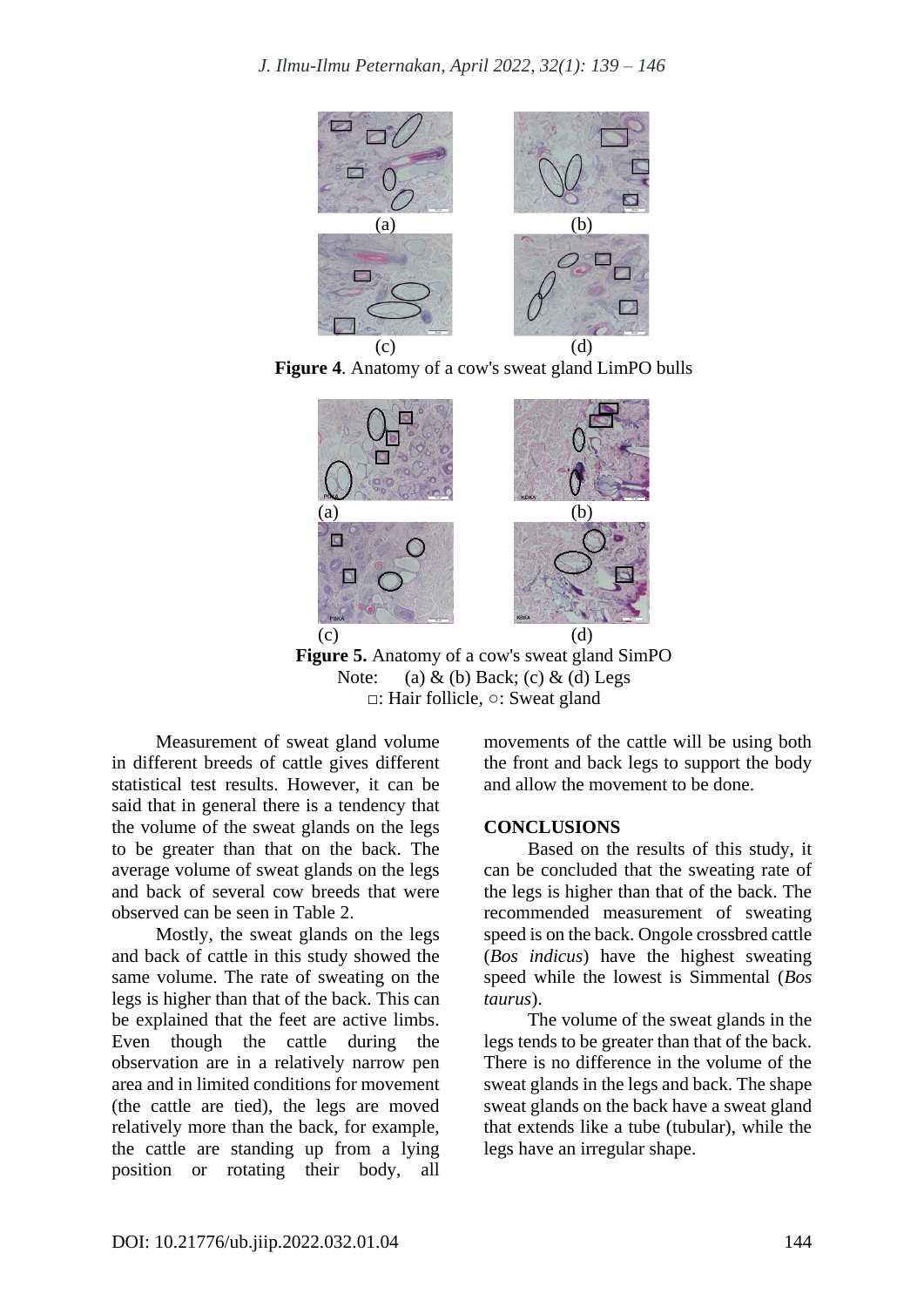(a) (b)

(c) (d)

**Figure 4**. Anatomy of a cow's sweat gland LimPO bulls

(a) (b)

(c) (d)

**Figure 5.** Anatomy of a cow's sweat gland SimPO

Note: (a) & (b) Back; (c) & (d) Legs

□: Hair follicle, ○: Sweat gland

Measurement of sweat gland volume in different breeds of cattle gives different statistical test results. However, it can be said that in general there is a tendency that the volume of the sweat glands on the legs to be greater than that on the back. The average volume of sweat glands on the legs and back of several cow breeds that were observed can be seen in Table 2.

Mostly, the sweat glands on the legs and back of cattle in this study showed the same volume. The rate of sweating on the legs is higher than that of the back. This can be explained that the feet are active limbs. Even though the cattle during the observation are in a relatively narrow pen area and in limited conditions for movement (the cattle are tied), the legs are moved relatively more than the back, for example, the cattle are standing up from a lying position or rotating their body, all movements of the cattle will be using both the front and back legs to support the body and allow the movement to be done.

## CONCLUSIONS

Based on the results of this study, it can be concluded that the sweating rate of the legs is higher than that of the back. The recommended measurement of sweating speed is on the back. Ongole crossbred cattle (*Bos indicus*) have the highest sweating speed while the lowest is Simmental (*Bos taurus*).

The volume of the sweat glands in the legs tends to be greater than that of the back. There is no difference in the volume of the sweat glands in the legs and back. The shape sweat glands on the back have a sweat gland that extends like a tube (tubular), while the legs have an irregular shape.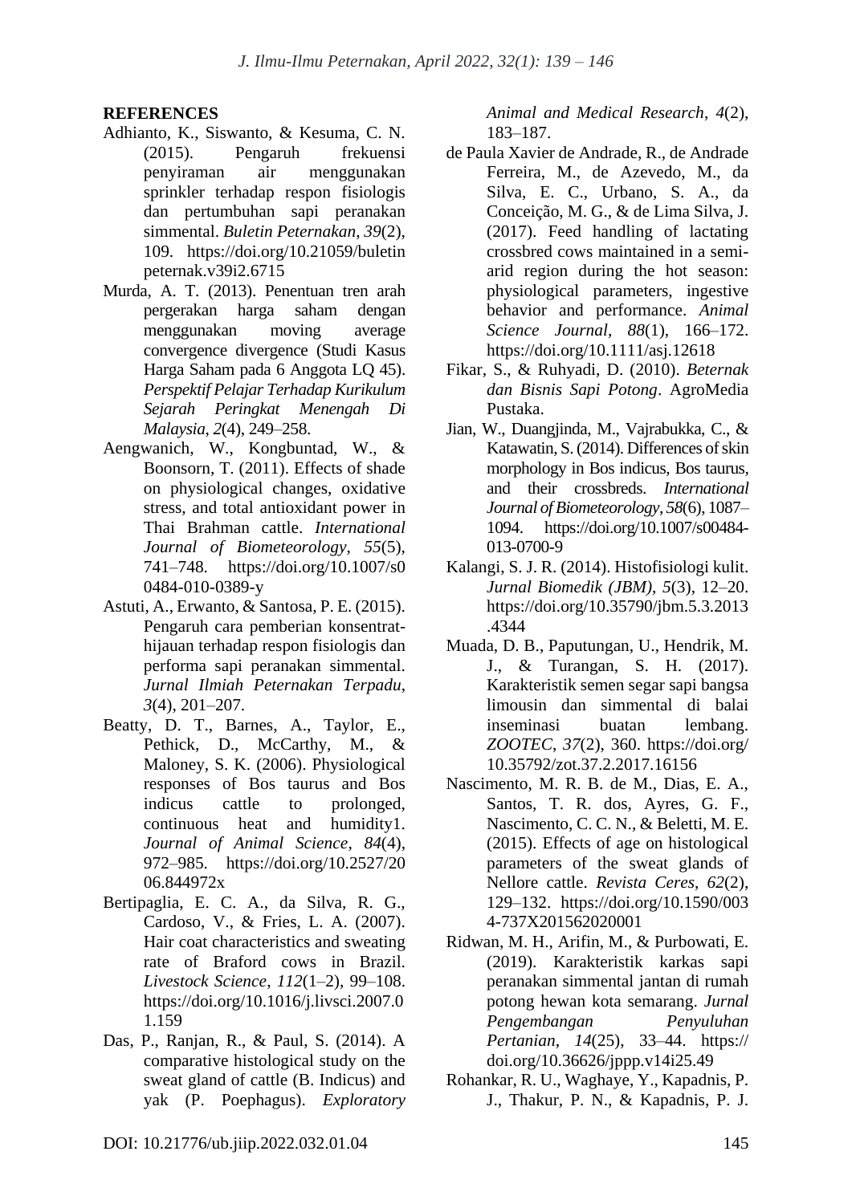## REFERENCES

Adhianto, K., Siswanto, & Kesuma, C. N. (2015). Pengaruh frekuensi penyiraman air menggunakan sprinkler terhadap respon fisiologis dan pertumbuhan sapi peranakan simmental. *Buletin Peternakan*, *39*(2), 109. https://doi.org/10.21059/buletinpeternak.v39i2.6715

Murda, A. T. (2013). Penentuan tren arah pergerakan harga saham dengan menggunakan moving average convergence divergence (Studi Kasus Harga Saham pada 6 Anggota LQ 45). *Perspektif Pelajar Terhadap Kurikulum Sejarah Peringkat Menengah Di Malaysia*, *2*(4), 249–258.

Aengwanich, W., Kongbuntad, W., & Boonsorn, T. (2011). Effects of shade on physiological changes, oxidative stress, and total antioxidant power in Thai Brahman cattle. *International Journal of Biometeorology*, *55*(5), 741–748. https://doi.org/10.1007/s00484-010-0389-y

Astuti, A., Erwanto, & Santosa, P. E. (2015). Pengaruh cara pemberian konsentrat-hijauan terhadap respon fisiologis dan performa sapi peranakan simmental. *Jurnal Ilmiah Peternakan Terpadu*, *3*(4), 201–207.

Beatty, D. T., Barnes, A., Taylor, E., Pethick, D., McCarthy, M., & Maloney, S. K. (2006). Physiological responses of Bos taurus and Bos indicus cattle to prolonged, continuous heat and humidity1. *Journal of Animal Science*, *84*(4), 972–985. https://doi.org/10.2527/2006.844972x

Bertipaglia, E. C. A., da Silva, R. G., Cardoso, V., & Fries, L. A. (2007). Hair coat characteristics and sweating rate of Braford cows in Brazil. *Livestock Science*, *112*(1–2), 99–108. https://doi.org/10.1016/j.livsci.2007.01.159

Das, P., Ranjan, R., & Paul, S. (2014). A comparative histological study on the sweat gland of cattle (B. Indicus) and yak (P. Poephagus). *Exploratory Animal and Medical Research*, *4*(2), 183–187.

de Paula Xavier de Andrade, R., de Andrade Ferreira, M., de Azevedo, M., da Silva, E. C., Urbano, S. A., da Conceição, M. G., & de Lima Silva, J. (2017). Feed handling of lactating crossbred cows maintained in a semi-arid region during the hot season: physiological parameters, ingestive behavior and performance. *Animal Science Journal*, *88*(1), 166–172. https://doi.org/10.1111/asj.12618

Fikar, S., & Ruhyadi, D. (2010). *Beternak dan Bisnis Sapi Potong*. AgroMedia Pustaka.

Jian, W., Duangjinda, M., Vajrabukka, C., & Katawatin, S. (2014). Differences of skin morphology in Bos indicus, Bos taurus, and their crossbreds. *International Journal of Biometeorology*, *58*(6), 1087–1094. https://doi.org/10.1007/s00484-013-0700-9

Kalangi, S. J. R. (2014). Histofisiologi kulit. *Jurnal Biomedik (JBM)*, *5*(3), 12–20. https://doi.org/10.35790/jbm.5.3.2013.4344

Muada, D. B., Paputungan, U., Hendrik, M. J., & Turangan, S. H. (2017). Karakteristik semen segar sapi bangsa limousin dan simmental di balai inseminasi buatan lembang. *ZOOTEC*, *37*(2), 360. https://doi.org/10.35792/zot.37.2.2017.16156

Nascimento, M. R. B. de M., Dias, E. A., Santos, T. R. dos, Ayres, G. F., Nascimento, C. C. N., & Beletti, M. E. (2015). Effects of age on histological parameters of the sweat glands of Nellore cattle. *Revista Ceres*, *62*(2), 129–132. https://doi.org/10.1590/0034-737X201562020001

Ridwan, M. H., Arifin, M., & Purbowati, E. (2019). Karakteristik karkas sapi peranakan simmental jantan di rumah potong hewan kota semarang. *Jurnal Pengembangan Penyuluhan Pertanian*, *14*(25), 33–44. https://doi.org/10.36626/jppp.v14i25.49

Rohankar, R. U., Waghaye, Y., Kapadnis, P. J., Thakur, P. N., & Kapadnis, P. J.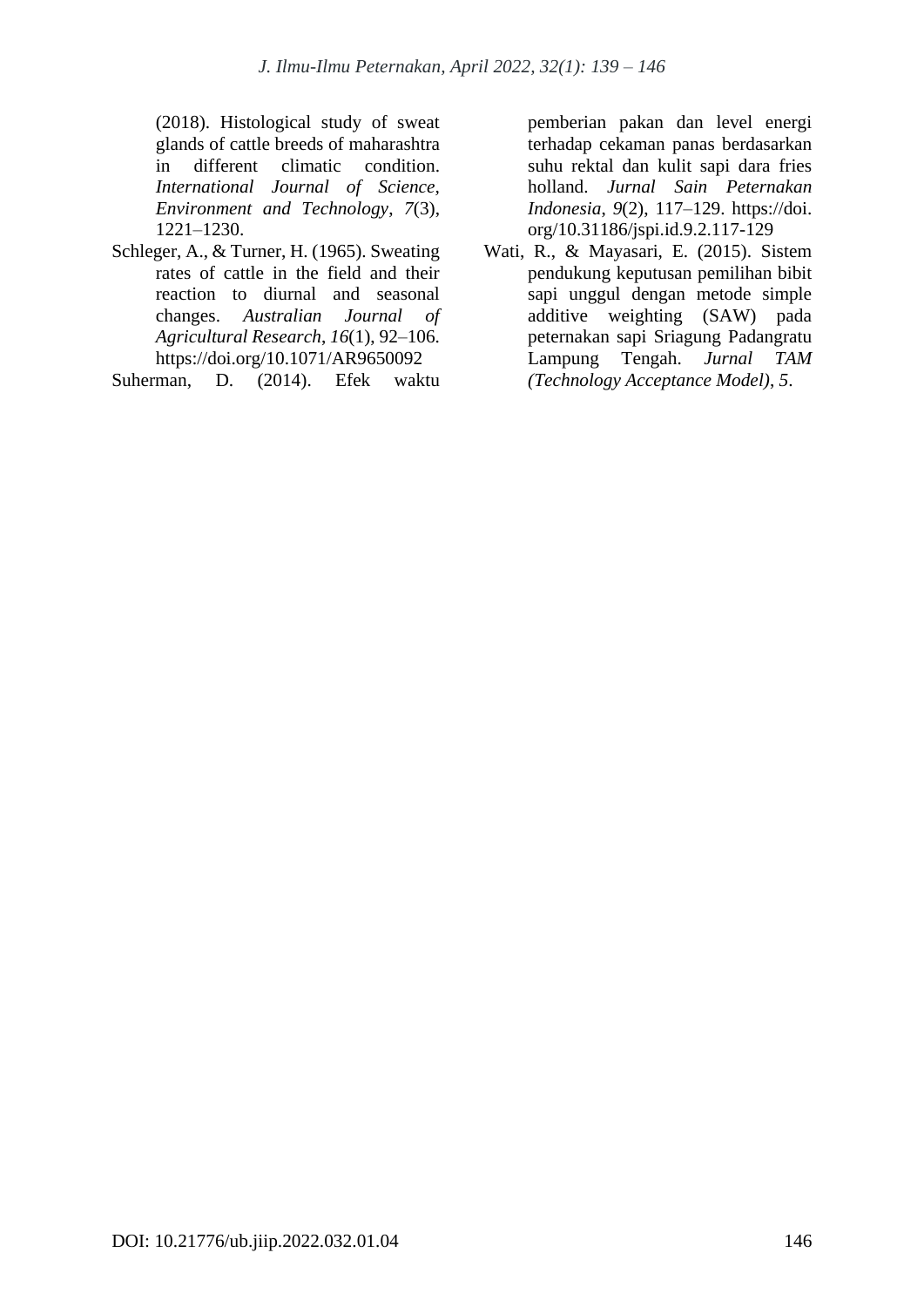(2018). Histological study of sweat glands of cattle breeds of maharashtra in different climatic condition. *International Journal of Science, Environment and Technology*, *7*(3), 1221–1230.

Schleger, A., & Turner, H. (1965). Sweating rates of cattle in the field and their reaction to diurnal and seasonal changes. *Australian Journal of Agricultural Research*, *16*(1), 92–106. https://doi.org/10.1071/AR9650092

Suherman, D. (2014). Efek waktu pemberian pakan dan level energi terhadap cekaman panas berdasarkan suhu rektal dan kulit sapi dara fries holland. *Jurnal Sain Peternakan Indonesia*, *9*(2), 117–129. https://doi.org/10.31186/jspi.id.9.2.117-129

Wati, R., & Mayasari, E. (2015). Sistem pendukung keputusan pemilihan bibit sapi unggul dengan metode simple additive weighting (SAW) pada peternakan sapi Sriagung Padangratu Lampung Tengah. *Jurnal TAM (Technology Acceptance Model)*, *5*.